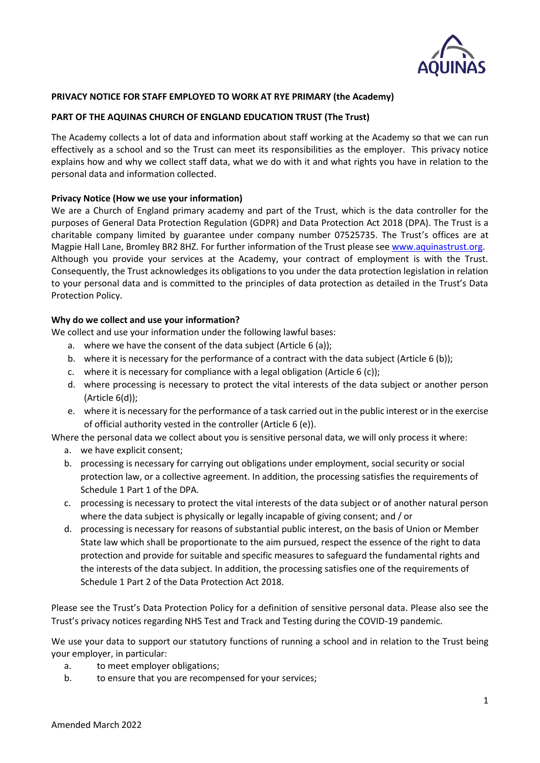**PRIVACY NOTICE FOR STAFF EMPLOYED TO WORK AT RYE PRIMARY (the Academy)**

**PART OF THE AQUINAS CHURCH OF ENGLAND EDUCATION TRUST (The Trust)**

The Academy collects a lot of data and information about staff working at the Academy so that we can run effectively as a school and so the Trust can meet its responsibilities as the employer. This privacy notice explains how and why we collect staff data, what we do with it and what rights you have in relation to the personal data and information collected.

**Privacy Notice (How we use your information)**

We are a Church of England primary academy and part of the Trust, which is the data controller for the purposes of General Data Protection Regulation (GDPR) and Data Protection Act 2018 (DPA). The Trust is a charitable company limited by guarantee under company number 07525735. The Trust's offices are at Magpie Hall Lane, Bromley BR2 8HZ. For further information of the Trust please see [www.aquinastrust.org](http://www.aquinastrust.org). Although you provide your services at the Academy, your contract of employment is with the Trust. Consequently, the Trust acknowledges its obligations to you under the data protection legislation in relation to your personal data and is committed to the principles of data protection as detailed in the Trust's Data Protection Policy.

**Why do we collect and use your information?**

We collect and use your information under the following lawful bases:

a. where we have the consent of the data subject (Article 6 (a));
b. where it is necessary for the performance of a contract with the data subject (Article 6 (b));
c. where it is necessary for compliance with a legal obligation (Article 6 (c));
d. where processing is necessary to protect the vital interests of the data subject or another person (Article 6(d));
e. where it is necessary for the performance of a task carried out in the public interest or in the exercise of official authority vested in the controller (Article 6 (e)).

Where the personal data we collect about you is sensitive personal data, we will only process it where:

a. we have explicit consent;
b. processing is necessary for carrying out obligations under employment, social security or social protection law, or a collective agreement. In addition, the processing satisfies the requirements of Schedule 1 Part 1 of the DPA.
c. processing is necessary to protect the vital interests of the data subject or of another natural person where the data subject is physically or legally incapable of giving consent; and / or
d. processing is necessary for reasons of substantial public interest, on the basis of Union or Member State law which shall be proportionate to the aim pursued, respect the essence of the right to data protection and provide for suitable and specific measures to safeguard the fundamental rights and the interests of the data subject. In addition, the processing satisfies one of the requirements of Schedule 1 Part 2 of the Data Protection Act 2018.

Please see the Trust's Data Protection Policy for a definition of sensitive personal data. Please also see the Trust's privacy notices regarding NHS Test and Track and Testing during the COVID-19 pandemic.

We use your data to support our statutory functions of running a school and in relation to the Trust being your employer, in particular:

a. to meet employer obligations;
b. to ensure that you are recompensed for your services;

Amended March 2022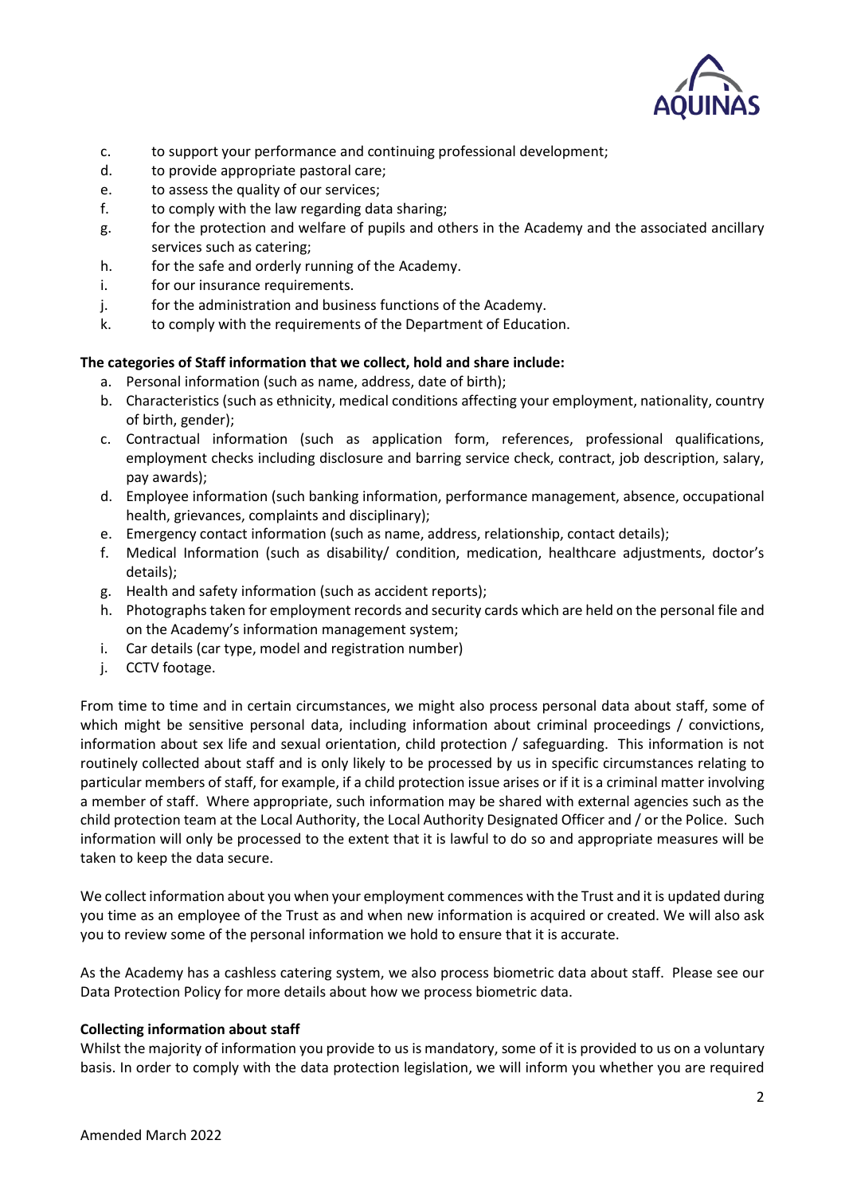c. to support your performance and continuing professional development;
d. to provide appropriate pastoral care;
e. to assess the quality of our services;
f. to comply with the law regarding data sharing;
g. for the protection and welfare of pupils and others in the Academy and the associated ancillary services such as catering;
h. for the safe and orderly running of the Academy.
i. for our insurance requirements.
j. for the administration and business functions of the Academy.
k. to comply with the requirements of the Department of Education.

**The categories of Staff information that we collect, hold and share include:**

a. Personal information (such as name, address, date of birth);
b. Characteristics (such as ethnicity, medical conditions affecting your employment, nationality, country of birth, gender);
c. Contractual information (such as application form, references, professional qualifications, employment checks including disclosure and barring service check, contract, job description, salary, pay awards);
d. Employee information (such banking information, performance management, absence, occupational health, grievances, complaints and disciplinary);
e. Emergency contact information (such as name, address, relationship, contact details);
f. Medical Information (such as disability/ condition, medication, healthcare adjustments, doctor's details);
g. Health and safety information (such as accident reports);
h. Photographs taken for employment records and security cards which are held on the personal file and on the Academy's information management system;
i. Car details (car type, model and registration number)
j. CCTV footage.

From time to time and in certain circumstances, we might also process personal data about staff, some of which might be sensitive personal data, including information about criminal proceedings / convictions, information about sex life and sexual orientation, child protection / safeguarding. This information is not routinely collected about staff and is only likely to be processed by us in specific circumstances relating to particular members of staff, for example, if a child protection issue arises or if it is a criminal matter involving a member of staff. Where appropriate, such information may be shared with external agencies such as the child protection team at the Local Authority, the Local Authority Designated Officer and / or the Police. Such information will only be processed to the extent that it is lawful to do so and appropriate measures will be taken to keep the data secure.

We collect information about you when your employment commences with the Trust and it is updated during you time as an employee of the Trust as and when new information is acquired or created. We will also ask you to review some of the personal information we hold to ensure that it is accurate.

As the Academy has a cashless catering system, we also process biometric data about staff. Please see our Data Protection Policy for more details about how we process biometric data.

**Collecting information about staff**

Whilst the majority of information you provide to us is mandatory, some of it is provided to us on a voluntary basis. In order to comply with the data protection legislation, we will inform you whether you are required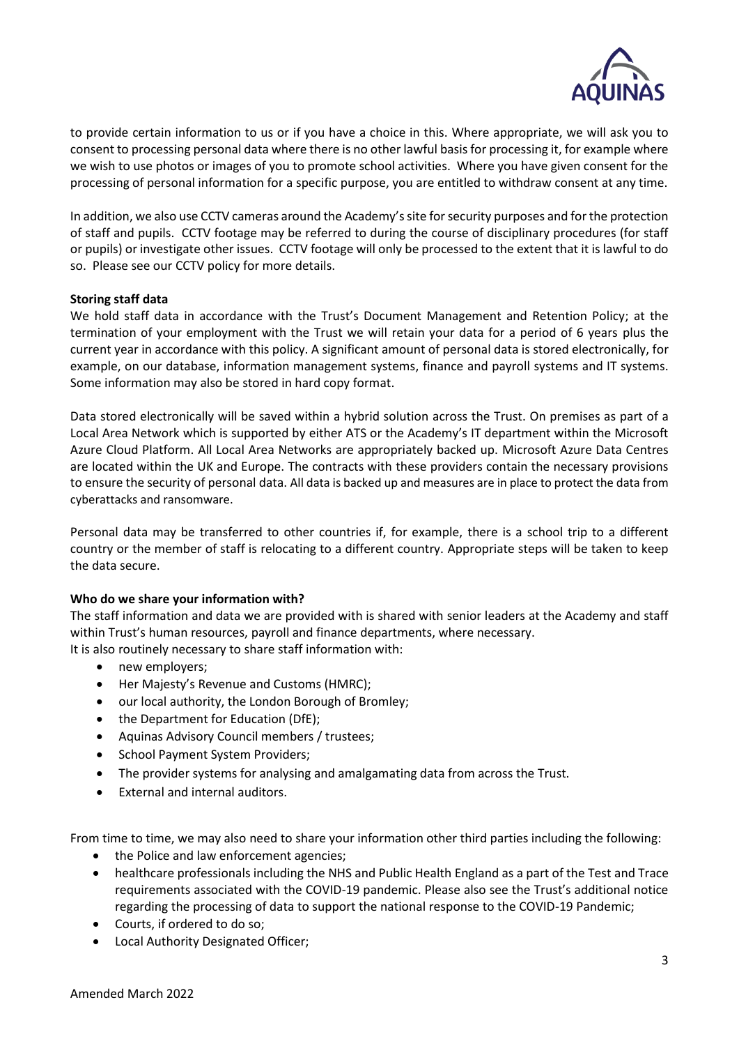to provide certain information to us or if you have a choice in this. Where appropriate, we will ask you to consent to processing personal data where there is no other lawful basis for processing it, for example where we wish to use photos or images of you to promote school activities. Where you have given consent for the processing of personal information for a specific purpose, you are entitled to withdraw consent at any time.

In addition, we also use CCTV cameras around the Academy's site for security purposes and for the protection of staff and pupils. CCTV footage may be referred to during the course of disciplinary procedures (for staff or pupils) or investigate other issues. CCTV footage will only be processed to the extent that it is lawful to do so. Please see our CCTV policy for more details.

**Storing staff data**

We hold staff data in accordance with the Trust's Document Management and Retention Policy; at the termination of your employment with the Trust we will retain your data for a period of 6 years plus the current year in accordance with this policy. A significant amount of personal data is stored electronically, for example, on our database, information management systems, finance and payroll systems and IT systems. Some information may also be stored in hard copy format.

Data stored electronically will be saved within a hybrid solution across the Trust. On premises as part of a Local Area Network which is supported by either ATS or the Academy's IT department within the Microsoft Azure Cloud Platform. All Local Area Networks are appropriately backed up. Microsoft Azure Data Centres are located within the UK and Europe. The contracts with these providers contain the necessary provisions to ensure the security of personal data. All data is backed up and measures are in place to protect the data from cyberattacks and ransomware.

Personal data may be transferred to other countries if, for example, there is a school trip to a different country or the member of staff is relocating to a different country. Appropriate steps will be taken to keep the data secure.

**Who do we share your information with?**

The staff information and data we are provided with is shared with senior leaders at the Academy and staff within Trust's human resources, payroll and finance departments, where necessary.
It is also routinely necessary to share staff information with:

- new employers;
- Her Majesty's Revenue and Customs (HMRC);
- our local authority, the London Borough of Bromley;
- the Department for Education (DfE);
- Aquinas Advisory Council members / trustees;
- School Payment System Providers;
- The provider systems for analysing and amalgamating data from across the Trust.
- External and internal auditors.

From time to time, we may also need to share your information other third parties including the following:

- the Police and law enforcement agencies;
- healthcare professionals including the NHS and Public Health England as a part of the Test and Trace requirements associated with the COVID-19 pandemic. Please also see the Trust's additional notice regarding the processing of data to support the national response to the COVID-19 Pandemic;
- Courts, if ordered to do so;
- Local Authority Designated Officer;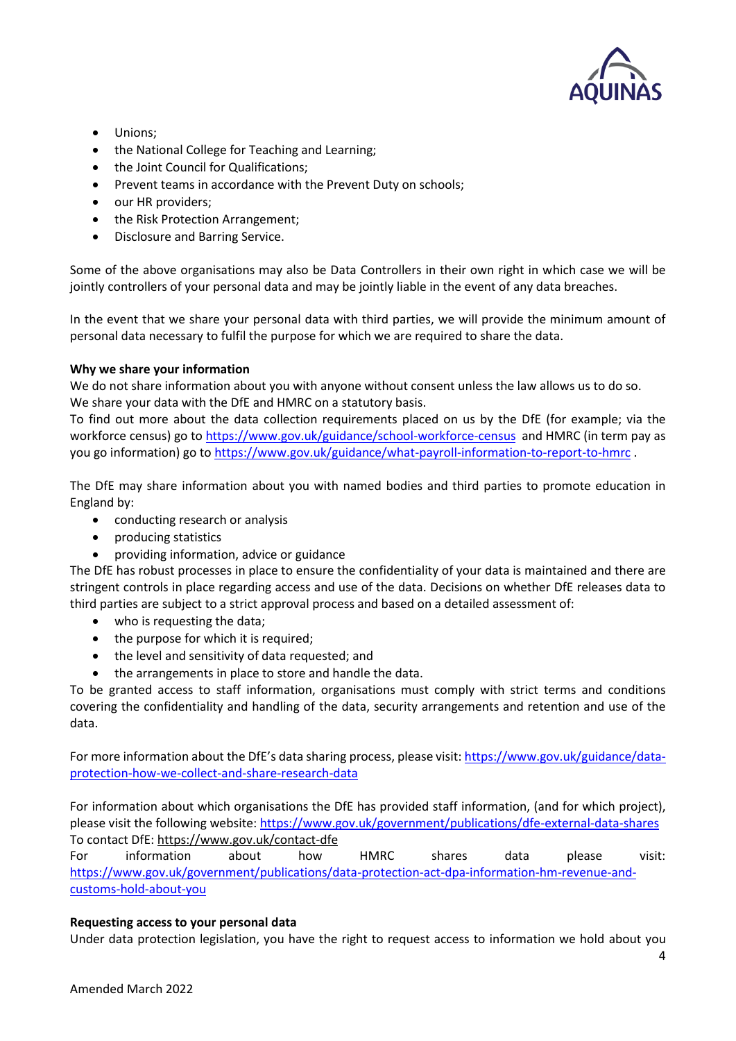- Unions;
- the National College for Teaching and Learning;
- the Joint Council for Qualifications;
- Prevent teams in accordance with the Prevent Duty on schools;
- our HR providers;
- the Risk Protection Arrangement;
- Disclosure and Barring Service.

Some of the above organisations may also be Data Controllers in their own right in which case we will be jointly controllers of your personal data and may be jointly liable in the event of any data breaches.

In the event that we share your personal data with third parties, we will provide the minimum amount of personal data necessary to fulfil the purpose for which we are required to share the data.

**Why we share your information**

We do not share information about you with anyone without consent unless the law allows us to do so.
We share your data with the DfE and HMRC on a statutory basis.
To find out more about the data collection requirements placed on us by the DfE (for example; via the workforce census) go to https://www.gov.uk/guidance/school-workforce-census and HMRC (in term pay as you go information) go to https://www.gov.uk/guidance/what-payroll-information-to-report-to-hmrc .

The DfE may share information about you with named bodies and third parties to promote education in England by:

- conducting research or analysis
- producing statistics
- providing information, advice or guidance

The DfE has robust processes in place to ensure the confidentiality of your data is maintained and there are stringent controls in place regarding access and use of the data. Decisions on whether DfE releases data to third parties are subject to a strict approval process and based on a detailed assessment of:

- who is requesting the data;
- the purpose for which it is required;
- the level and sensitivity of data requested; and
- the arrangements in place to store and handle the data.

To be granted access to staff information, organisations must comply with strict terms and conditions covering the confidentiality and handling of the data, security arrangements and retention and use of the data.

For more information about the DfE's data sharing process, please visit: https://www.gov.uk/guidance/data-protection-how-we-collect-and-share-research-data

For information about which organisations the DfE has provided staff information, (and for which project), please visit the following website: https://www.gov.uk/government/publications/dfe-external-data-shares
To contact DfE: https://www.gov.uk/contact-dfe
For information about how HMRC shares data please visit: https://www.gov.uk/government/publications/data-protection-act-dpa-information-hm-revenue-and-customs-hold-about-you

**Requesting access to your personal data**

Under data protection legislation, you have the right to request access to information we hold about you

Amended March 2022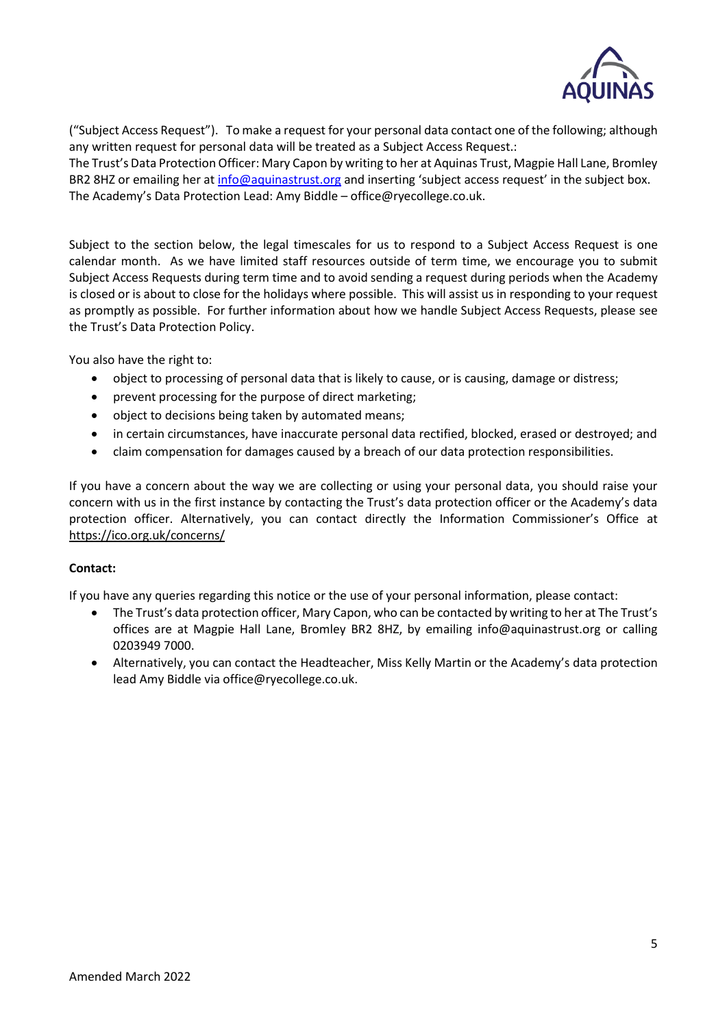("Subject Access Request"). To make a request for your personal data contact one of the following; although any written request for personal data will be treated as a Subject Access Request.:
The Trust's Data Protection Officer: Mary Capon by writing to her at Aquinas Trust, Magpie Hall Lane, Bromley BR2 8HZ or emailing her at info@aquinastrust.org and inserting 'subject access request' in the subject box.
The Academy's Data Protection Lead: Amy Biddle – office@ryecollege.co.uk.

Subject to the section below, the legal timescales for us to respond to a Subject Access Request is one calendar month. As we have limited staff resources outside of term time, we encourage you to submit Subject Access Requests during term time and to avoid sending a request during periods when the Academy is closed or is about to close for the holidays where possible. This will assist us in responding to your request as promptly as possible. For further information about how we handle Subject Access Requests, please see the Trust's Data Protection Policy.

You also have the right to:

- object to processing of personal data that is likely to cause, or is causing, damage or distress;
- prevent processing for the purpose of direct marketing;
- object to decisions being taken by automated means;
- in certain circumstances, have inaccurate personal data rectified, blocked, erased or destroyed; and
- claim compensation for damages caused by a breach of our data protection responsibilities.

If you have a concern about the way we are collecting or using your personal data, you should raise your concern with us in the first instance by contacting the Trust's data protection officer or the Academy's data protection officer. Alternatively, you can contact directly the Information Commissioner's Office at https://ico.org.uk/concerns/

**Contact:**

If you have any queries regarding this notice or the use of your personal information, please contact:

- The Trust's data protection officer, Mary Capon, who can be contacted by writing to her at The Trust's offices are at Magpie Hall Lane, Bromley BR2 8HZ, by emailing info@aquinastrust.org or calling 0203949 7000.
- Alternatively, you can contact the Headteacher, Miss Kelly Martin or the Academy's data protection lead Amy Biddle via office@ryecollege.co.uk.

Amended March 2022